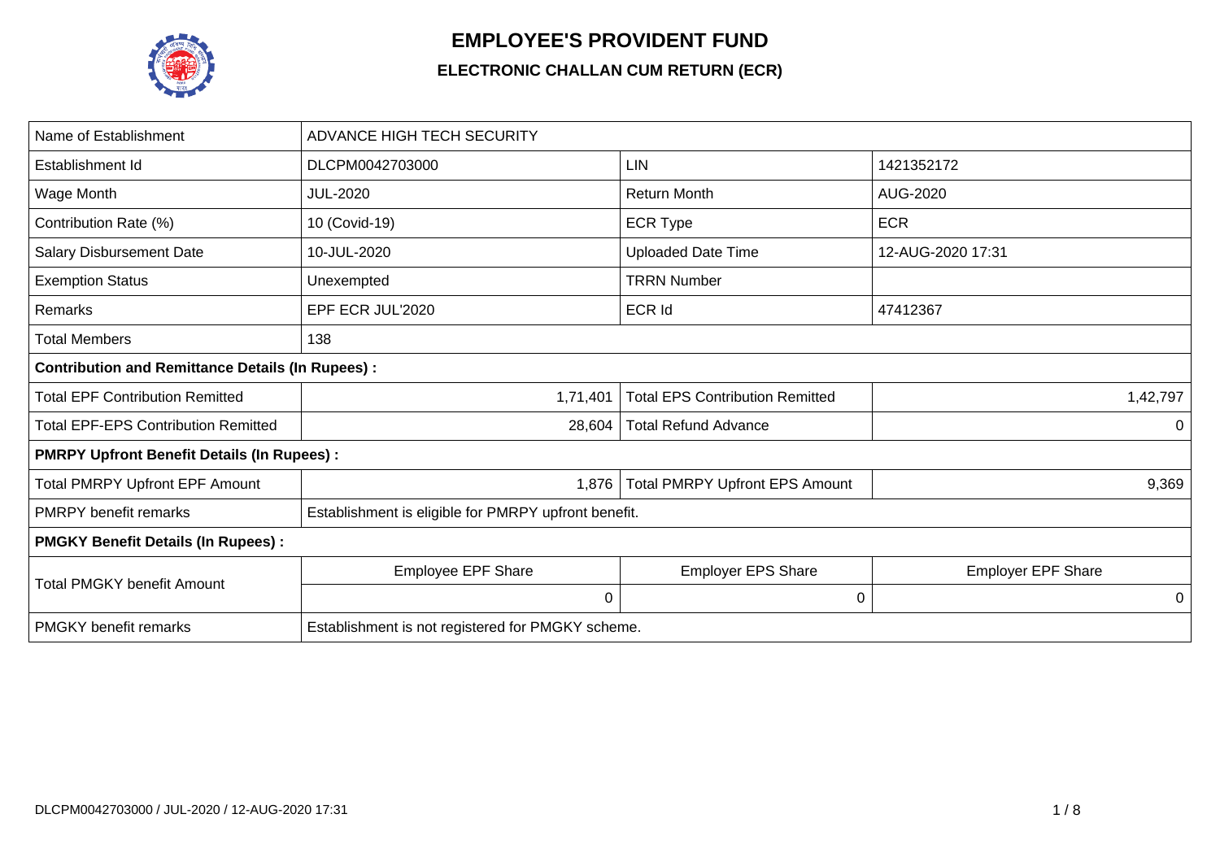# EMPLOYEE'S PROVIDENT FUND

## ELECTRONIC CHALLAN CUM RETURN (ECR)

| Name of Establishment | ADVANCE HIGH TECH SECURITY | | |
|---|---|---|---|
| Establishment Id | DLCPM0042703000 | LIN | 1421352172 |
| Wage Month | JUL-2020 | Return Month | AUG-2020 |
| Contribution Rate (%) | 10 (Covid-19) | ECR Type | ECR |
| Salary Disbursement Date | 10-JUL-2020 | Uploaded Date Time | 12-AUG-2020 17:31 |
| Exemption Status | Unexempted | TRRN Number | |
| Remarks | EPF ECR JUL'2020 | ECR Id | 47412367 |
| Total Members | 138 | | |
| **Contribution and Remittance Details (In Rupees) :** | | | |
| Total EPF Contribution Remitted | 1,71,401 | Total EPS Contribution Remitted | 1,42,797 |
| Total EPF-EPS Contribution Remitted | 28,604 | Total Refund Advance | 0 |
| **PMRPY Upfront Benefit Details (In Rupees) :** | | | |
| Total PMRPY Upfront EPF Amount | 1,876 | Total PMRPY Upfront EPS Amount | 9,369 |
| PMRPY benefit remarks | Establishment is eligible for PMRPY upfront benefit. | | |
| **PMGKY Benefit Details (In Rupees) :** | | | |
| Total PMGKY benefit Amount | Employee EPF Share | Employer EPS Share | Employer EPF Share |
| | 0 | 0 | 0 |
| PMGKY benefit remarks | Establishment is not registered for PMGKY scheme. | | |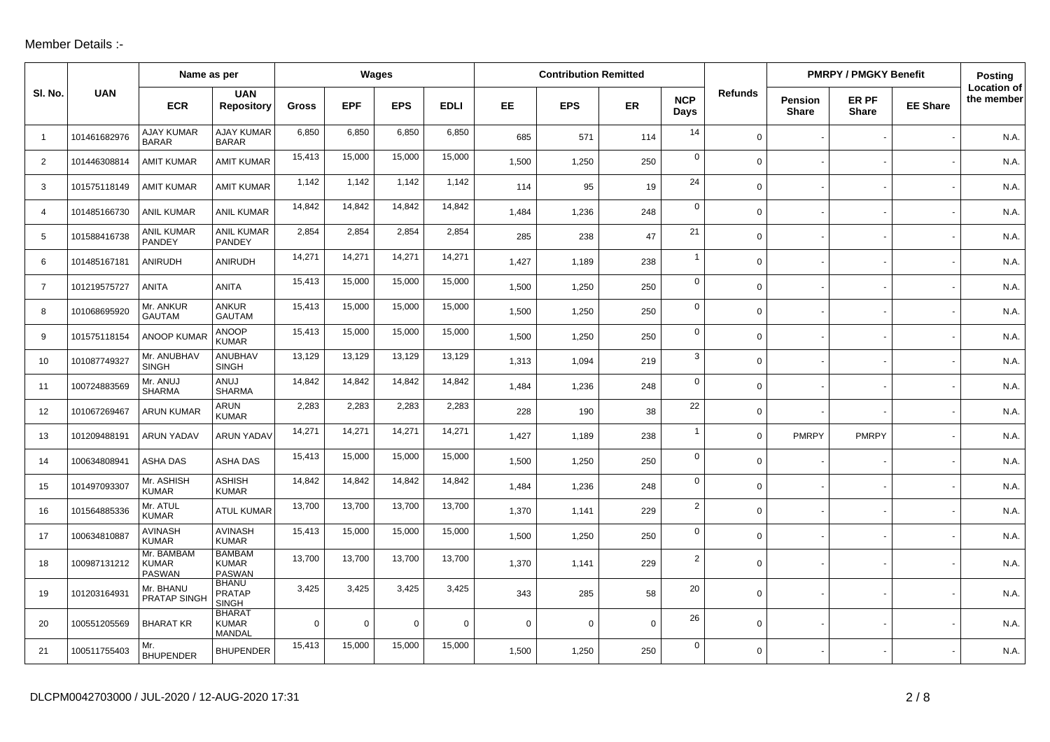Member Details :-

| Sl. No. | UAN | Name as per | | Wages | | | | Contribution Remitted | | | | Refunds | PMRPY / PMGKY Benefit | | | Posting Location of the member |
|---|---|---|---|---|---|---|---|---|---|---|---|---|---|---|---|---|
| | | ECR | UAN Repository | Gross | EPF | EPS | EDLI | EE | EPS | ER | NCP Days | | Pension Share | ER PF Share | EE Share | |
| 1 | 101461682976 | AJAY KUMAR BARAR | AJAY KUMAR BARAR | 6,850 | 6,850 | 6,850 | 6,850 | 685 | 571 | 114 | 14 | 0 | - | - | - | N.A. |
| 2 | 101446308814 | AMIT KUMAR | AMIT KUMAR | 15,413 | 15,000 | 15,000 | 15,000 | 1,500 | 1,250 | 250 | 0 | 0 | - | - | - | N.A. |
| 3 | 101575118149 | AMIT KUMAR | AMIT KUMAR | 1,142 | 1,142 | 1,142 | 1,142 | 114 | 95 | 19 | 24 | 0 | - | - | - | N.A. |
| 4 | 101485166730 | ANIL KUMAR | ANIL KUMAR | 14,842 | 14,842 | 14,842 | 14,842 | 1,484 | 1,236 | 248 | 0 | 0 | - | - | - | N.A. |
| 5 | 101588416738 | ANIL KUMAR PANDEY | ANIL KUMAR PANDEY | 2,854 | 2,854 | 2,854 | 2,854 | 285 | 238 | 47 | 21 | 0 | - | - | - | N.A. |
| 6 | 101485167181 | ANIRUDH | ANIRUDH | 14,271 | 14,271 | 14,271 | 14,271 | 1,427 | 1,189 | 238 | 1 | 0 | - | - | - | N.A. |
| 7 | 101219575727 | ANITA | ANITA | 15,413 | 15,000 | 15,000 | 15,000 | 1,500 | 1,250 | 250 | 0 | 0 | - | - | - | N.A. |
| 8 | 101068695920 | Mr. ANKUR GAUTAM | ANKUR GAUTAM | 15,413 | 15,000 | 15,000 | 15,000 | 1,500 | 1,250 | 250 | 0 | 0 | - | - | - | N.A. |
| 9 | 101575118154 | ANOOP KUMAR | ANOOP KUMAR | 15,413 | 15,000 | 15,000 | 15,000 | 1,500 | 1,250 | 250 | 0 | 0 | - | - | - | N.A. |
| 10 | 101087749327 | Mr. ANUBHAV SINGH | ANUBHAV SINGH | 13,129 | 13,129 | 13,129 | 13,129 | 1,313 | 1,094 | 219 | 3 | 0 | - | - | - | N.A. |
| 11 | 100724883569 | Mr. ANUJ SHARMA | ANUJ SHARMA | 14,842 | 14,842 | 14,842 | 14,842 | 1,484 | 1,236 | 248 | 0 | 0 | - | - | - | N.A. |
| 12 | 101067269467 | ARUN KUMAR | ARUN KUMAR | 2,283 | 2,283 | 2,283 | 2,283 | 228 | 190 | 38 | 22 | 0 | - | - | - | N.A. |
| 13 | 101209488191 | ARUN YADAV | ARUN YADAV | 14,271 | 14,271 | 14,271 | 14,271 | 1,427 | 1,189 | 238 | 1 | 0 | PMRPY | PMRPY | - | N.A. |
| 14 | 100634808941 | ASHA DAS | ASHA DAS | 15,413 | 15,000 | 15,000 | 15,000 | 1,500 | 1,250 | 250 | 0 | 0 | - | - | - | N.A. |
| 15 | 101497093307 | Mr. ASHISH KUMAR | ASHISH KUMAR | 14,842 | 14,842 | 14,842 | 14,842 | 1,484 | 1,236 | 248 | 0 | 0 | - | - | - | N.A. |
| 16 | 101564885336 | Mr. ATUL KUMAR | ATUL KUMAR | 13,700 | 13,700 | 13,700 | 13,700 | 1,370 | 1,141 | 229 | 2 | 0 | - | - | - | N.A. |
| 17 | 100634810887 | AVINASH KUMAR | AVINASH KUMAR | 15,413 | 15,000 | 15,000 | 15,000 | 1,500 | 1,250 | 250 | 0 | 0 | - | - | - | N.A. |
| 18 | 100987131212 | Mr. BAMBAM KUMAR PASWAN | BAMBAM KUMAR PASWAN | 13,700 | 13,700 | 13,700 | 13,700 | 1,370 | 1,141 | 229 | 2 | 0 | - | - | - | N.A. |
| 19 | 101203164931 | Mr. BHANU PRATAP SINGH | BHANU PRATAP SINGH | 3,425 | 3,425 | 3,425 | 3,425 | 343 | 285 | 58 | 20 | 0 | - | - | - | N.A. |
| 20 | 100551205569 | BHARAT KR | BHARAT KUMAR MANDAL | 0 | 0 | 0 | 0 | 0 | 0 | 0 | 26 | 0 | - | - | - | N.A. |
| 21 | 100511755403 | Mr. BHUPENDER | BHUPENDER | 15,413 | 15,000 | 15,000 | 15,000 | 1,500 | 1,250 | 250 | 0 | 0 | - | - | - | N.A. |

DLCPM0042703000 / JUL-2020 / 12-AUG-2020 17:31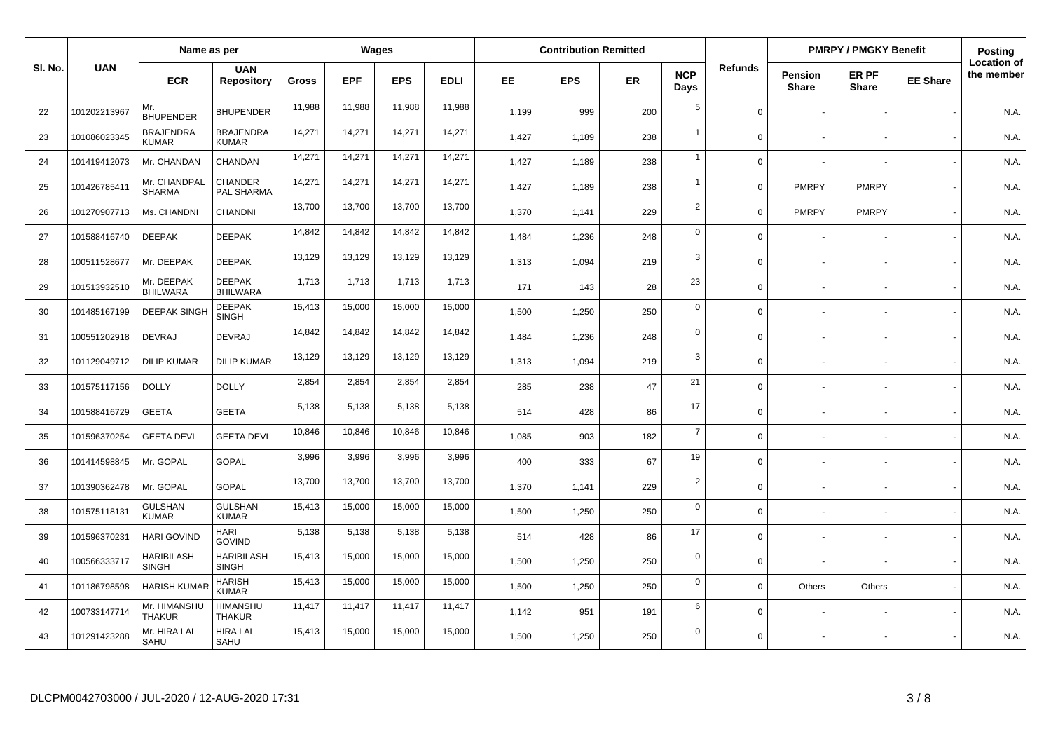| Sl. No. | UAN | Name as per | | Wages | | | | Contribution Remitted | | | | Refunds | PMRPY / PMGKY Benefit | | | Posting Location of the member |
|---|---|---|---|---|---|---|---|---|---|---|---|---|---|---|---|---|
| | | ECR | UAN Repository | Gross | EPF | EPS | EDLI | EE | EPS | ER | NCP Days | | Pension Share | ER PF Share | EE Share | |
| 22 | 101202213967 | Mr. BHUPENDER | BHUPENDER | 11,988 | 11,988 | 11,988 | 11,988 | 1,199 | 999 | 200 | 5 | 0 | - | - | - | N.A. |
| 23 | 101086023345 | BRAJENDRA KUMAR | BRAJENDRA KUMAR | 14,271 | 14,271 | 14,271 | 14,271 | 1,427 | 1,189 | 238 | 1 | 0 | - | - | - | N.A. |
| 24 | 101419412073 | Mr. CHANDAN | CHANDAN | 14,271 | 14,271 | 14,271 | 14,271 | 1,427 | 1,189 | 238 | 1 | 0 | - | - | - | N.A. |
| 25 | 101426785411 | Mr. CHANDPAL SHARMA | CHANDER PAL SHARMA | 14,271 | 14,271 | 14,271 | 14,271 | 1,427 | 1,189 | 238 | 1 | 0 | PMRPY | PMRPY | - | N.A. |
| 26 | 101270907713 | Ms. CHANDNI | CHANDNI | 13,700 | 13,700 | 13,700 | 13,700 | 1,370 | 1,141 | 229 | 2 | 0 | PMRPY | PMRPY | - | N.A. |
| 27 | 101588416740 | DEEPAK | DEEPAK | 14,842 | 14,842 | 14,842 | 14,842 | 1,484 | 1,236 | 248 | 0 | 0 | - | - | - | N.A. |
| 28 | 100511528677 | Mr. DEEPAK | DEEPAK | 13,129 | 13,129 | 13,129 | 13,129 | 1,313 | 1,094 | 219 | 3 | 0 | - | - | - | N.A. |
| 29 | 101513932510 | Mr. DEEPAK BHILWARA | DEEPAK BHILWARA | 1,713 | 1,713 | 1,713 | 1,713 | 171 | 143 | 28 | 23 | 0 | - | - | - | N.A. |
| 30 | 101485167199 | DEEPAK SINGH | DEEPAK SINGH | 15,413 | 15,000 | 15,000 | 15,000 | 1,500 | 1,250 | 250 | 0 | 0 | - | - | - | N.A. |
| 31 | 100551202918 | DEVRAJ | DEVRAJ | 14,842 | 14,842 | 14,842 | 14,842 | 1,484 | 1,236 | 248 | 0 | 0 | - | - | - | N.A. |
| 32 | 101129049712 | DILIP KUMAR | DILIP KUMAR | 13,129 | 13,129 | 13,129 | 13,129 | 1,313 | 1,094 | 219 | 3 | 0 | - | - | - | N.A. |
| 33 | 101575117156 | DOLLY | DOLLY | 2,854 | 2,854 | 2,854 | 2,854 | 285 | 238 | 47 | 21 | 0 | - | - | - | N.A. |
| 34 | 101588416729 | GEETA | GEETA | 5,138 | 5,138 | 5,138 | 5,138 | 514 | 428 | 86 | 17 | 0 | - | - | - | N.A. |
| 35 | 101596370254 | GEETA DEVI | GEETA DEVI | 10,846 | 10,846 | 10,846 | 10,846 | 1,085 | 903 | 182 | 7 | 0 | - | - | - | N.A. |
| 36 | 101414598845 | Mr. GOPAL | GOPAL | 3,996 | 3,996 | 3,996 | 3,996 | 400 | 333 | 67 | 19 | 0 | - | - | - | N.A. |
| 37 | 101390362478 | Mr. GOPAL | GOPAL | 13,700 | 13,700 | 13,700 | 13,700 | 1,370 | 1,141 | 229 | 2 | 0 | - | - | - | N.A. |
| 38 | 101575118131 | GULSHAN KUMAR | GULSHAN KUMAR | 15,413 | 15,000 | 15,000 | 15,000 | 1,500 | 1,250 | 250 | 0 | 0 | - | - | - | N.A. |
| 39 | 101596370231 | HARI GOVIND | HARI GOVIND | 5,138 | 5,138 | 5,138 | 5,138 | 514 | 428 | 86 | 17 | 0 | - | - | - | N.A. |
| 40 | 100566333717 | HARIBILASH SINGH | HARIBILASH SINGH | 15,413 | 15,000 | 15,000 | 15,000 | 1,500 | 1,250 | 250 | 0 | 0 | - | - | - | N.A. |
| 41 | 101186798598 | HARISH KUMAR | HARISH KUMAR | 15,413 | 15,000 | 15,000 | 15,000 | 1,500 | 1,250 | 250 | 0 | 0 | Others | Others | - | N.A. |
| 42 | 100733147714 | Mr. HIMANSHU THAKUR | HIMANSHU THAKUR | 11,417 | 11,417 | 11,417 | 11,417 | 1,142 | 951 | 191 | 6 | 0 | - | - | - | N.A. |
| 43 | 101291423288 | Mr. HIRA LAL SAHU | HIRA LAL SAHU | 15,413 | 15,000 | 15,000 | 15,000 | 1,500 | 1,250 | 250 | 0 | 0 | - | - | - | N.A. |

DLCPM0042703000 / JUL-2020 / 12-AUG-2020 17:31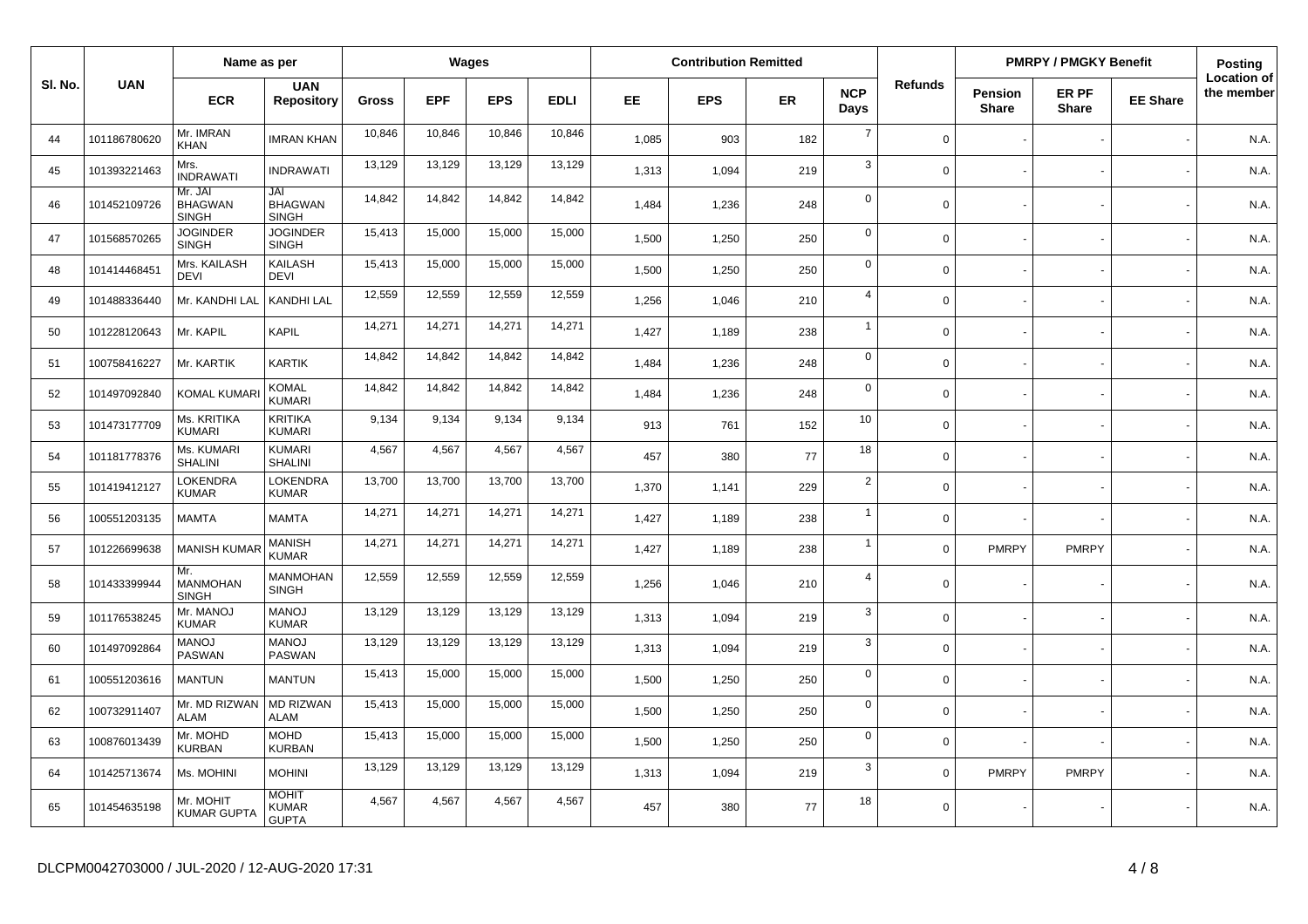| Sl. No. | UAN | Name as per | | Wages | | | | Contribution Remitted | | | | Refunds | PMRPY / PMGKY Benefit | | | Posting Location of the member |
|---|---|---|---|---|---|---|---|---|---|---|---|---|---|---|---|---|
| | | ECR | UAN Repository | Gross | EPF | EPS | EDLI | EE | EPS | ER | NCP Days | | Pension Share | ER PF Share | EE Share | |
| 44 | 101186780620 | Mr. IMRAN KHAN | IMRAN KHAN | 10,846 | 10,846 | 10,846 | 10,846 | 1,085 | 903 | 182 | 7 | 0 | - | - | - | N.A. |
| 45 | 101393221463 | Mrs. INDRAWATI | INDRAWATI | 13,129 | 13,129 | 13,129 | 13,129 | 1,313 | 1,094 | 219 | 3 | 0 | - | - | - | N.A. |
| 46 | 101452109726 | Mr. JAI BHAGWAN SINGH | JAI BHAGWAN SINGH | 14,842 | 14,842 | 14,842 | 14,842 | 1,484 | 1,236 | 248 | 0 | 0 | - | - | - | N.A. |
| 47 | 101568570265 | JOGINDER SINGH | JOGINDER SINGH | 15,413 | 15,000 | 15,000 | 15,000 | 1,500 | 1,250 | 250 | 0 | 0 | - | - | - | N.A. |
| 48 | 101414468451 | Mrs. KAILASH DEVI | KAILASH DEVI | 15,413 | 15,000 | 15,000 | 15,000 | 1,500 | 1,250 | 250 | 0 | 0 | - | - | - | N.A. |
| 49 | 101488336440 | Mr. KANDHI LAL | KANDHI LAL | 12,559 | 12,559 | 12,559 | 12,559 | 1,256 | 1,046 | 210 | 4 | 0 | - | - | - | N.A. |
| 50 | 101228120643 | Mr. KAPIL | KAPIL | 14,271 | 14,271 | 14,271 | 14,271 | 1,427 | 1,189 | 238 | 1 | 0 | - | - | - | N.A. |
| 51 | 100758416227 | Mr. KARTIK | KARTIK | 14,842 | 14,842 | 14,842 | 14,842 | 1,484 | 1,236 | 248 | 0 | 0 | - | - | - | N.A. |
| 52 | 101497092840 | KOMAL KUMARI | KOMAL KUMARI | 14,842 | 14,842 | 14,842 | 14,842 | 1,484 | 1,236 | 248 | 0 | 0 | - | - | - | N.A. |
| 53 | 101473177709 | Ms. KRITIKA KUMARI | KRITIKA KUMARI | 9,134 | 9,134 | 9,134 | 9,134 | 913 | 761 | 152 | 10 | 0 | - | - | - | N.A. |
| 54 | 101181778376 | Ms. KUMARI SHALINI | KUMARI SHALINI | 4,567 | 4,567 | 4,567 | 4,567 | 457 | 380 | 77 | 18 | 0 | - | - | - | N.A. |
| 55 | 101419412127 | LOKENDRA KUMAR | LOKENDRA KUMAR | 13,700 | 13,700 | 13,700 | 13,700 | 1,370 | 1,141 | 229 | 2 | 0 | - | - | - | N.A. |
| 56 | 100551203135 | MAMTA | MAMTA | 14,271 | 14,271 | 14,271 | 14,271 | 1,427 | 1,189 | 238 | 1 | 0 | - | - | - | N.A. |
| 57 | 101226699638 | MANISH KUMAR | MANISH KUMAR | 14,271 | 14,271 | 14,271 | 14,271 | 1,427 | 1,189 | 238 | 1 | 0 | PMRPY | PMRPY | - | N.A. |
| 58 | 101433399944 | Mr. MANMOHAN SINGH | MANMOHAN SINGH | 12,559 | 12,559 | 12,559 | 12,559 | 1,256 | 1,046 | 210 | 4 | 0 | - | - | - | N.A. |
| 59 | 101176538245 | Mr. MANOJ KUMAR | MANOJ KUMAR | 13,129 | 13,129 | 13,129 | 13,129 | 1,313 | 1,094 | 219 | 3 | 0 | - | - | - | N.A. |
| 60 | 101497092864 | MANOJ PASWAN | MANOJ PASWAN | 13,129 | 13,129 | 13,129 | 13,129 | 1,313 | 1,094 | 219 | 3 | 0 | - | - | - | N.A. |
| 61 | 100551203616 | MANTUN | MANTUN | 15,413 | 15,000 | 15,000 | 15,000 | 1,500 | 1,250 | 250 | 0 | 0 | - | - | - | N.A. |
| 62 | 100732911407 | Mr. MD RIZWAN ALAM | MD RIZWAN ALAM | 15,413 | 15,000 | 15,000 | 15,000 | 1,500 | 1,250 | 250 | 0 | 0 | - | - | - | N.A. |
| 63 | 100876013439 | Mr. MOHD KURBAN | MOHD KURBAN | 15,413 | 15,000 | 15,000 | 15,000 | 1,500 | 1,250 | 250 | 0 | 0 | - | - | - | N.A. |
| 64 | 101425713674 | Ms. MOHINI | MOHINI | 13,129 | 13,129 | 13,129 | 13,129 | 1,313 | 1,094 | 219 | 3 | 0 | PMRPY | PMRPY | - | N.A. |
| 65 | 101454635198 | Mr. MOHIT KUMAR GUPTA | MOHIT KUMAR GUPTA | 4,567 | 4,567 | 4,567 | 4,567 | 457 | 380 | 77 | 18 | 0 | - | - | - | N.A. |

DLCPM0042703000 / JUL-2020 / 12-AUG-2020 17:31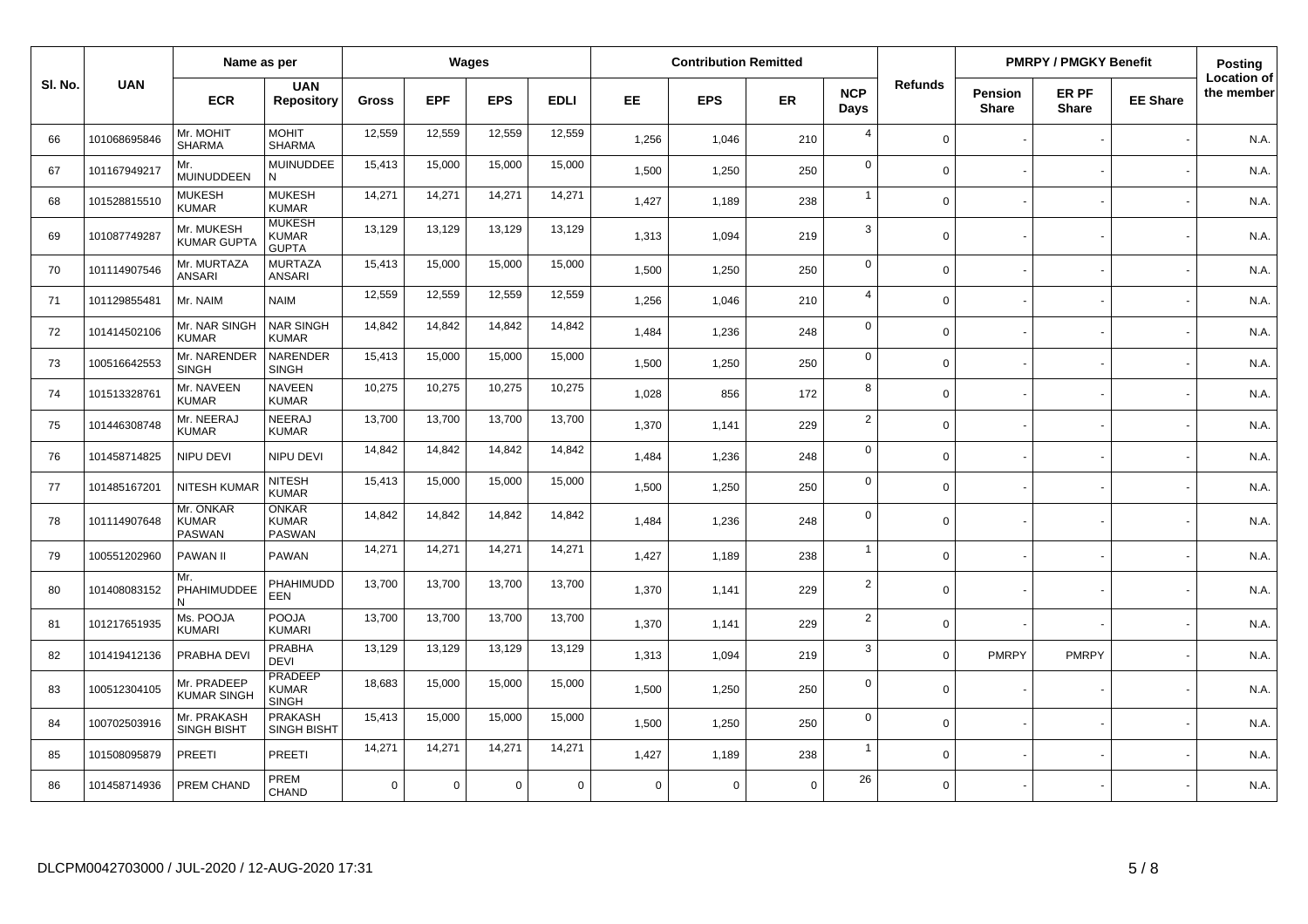| Sl. No. | UAN | Name as per | | Wages | | | | Contribution Remitted | | | | Refunds | PMRPY / PMGKY Benefit | | | Posting Location of the member |
|---|---|---|---|---|---|---|---|---|---|---|---|---|---|---|---|---|
| | | ECR | UAN Repository | Gross | EPF | EPS | EDLI | EE | EPS | ER | NCP Days | | Pension Share | ER PF Share | EE Share | |
| 66 | 101068695846 | Mr. MOHIT SHARMA | MOHIT SHARMA | 12,559 | 12,559 | 12,559 | 12,559 | 1,256 | 1,046 | 210 | 4 | 0 | - | - | - | N.A. |
| 67 | 101167949217 | Mr. MUINUDDEEN | MUINUDDEE N | 15,413 | 15,000 | 15,000 | 15,000 | 1,500 | 1,250 | 250 | 0 | 0 | - | - | - | N.A. |
| 68 | 101528815510 | MUKESH KUMAR | MUKESH KUMAR | 14,271 | 14,271 | 14,271 | 14,271 | 1,427 | 1,189 | 238 | 1 | 0 | - | - | - | N.A. |
| 69 | 101087749287 | Mr. MUKESH KUMAR GUPTA | MUKESH KUMAR GUPTA | 13,129 | 13,129 | 13,129 | 13,129 | 1,313 | 1,094 | 219 | 3 | 0 | - | - | - | N.A. |
| 70 | 101114907546 | Mr. MURTAZA ANSARI | MURTAZA ANSARI | 15,413 | 15,000 | 15,000 | 15,000 | 1,500 | 1,250 | 250 | 0 | 0 | - | - | - | N.A. |
| 71 | 101129855481 | Mr. NAIM | NAIM | 12,559 | 12,559 | 12,559 | 12,559 | 1,256 | 1,046 | 210 | 4 | 0 | - | - | - | N.A. |
| 72 | 101414502106 | Mr. NAR SINGH KUMAR | NAR SINGH KUMAR | 14,842 | 14,842 | 14,842 | 14,842 | 1,484 | 1,236 | 248 | 0 | 0 | - | - | - | N.A. |
| 73 | 100516642553 | Mr. NARENDER SINGH | NARENDER SINGH | 15,413 | 15,000 | 15,000 | 15,000 | 1,500 | 1,250 | 250 | 0 | 0 | - | - | - | N.A. |
| 74 | 101513328761 | Mr. NAVEEN KUMAR | NAVEEN KUMAR | 10,275 | 10,275 | 10,275 | 10,275 | 1,028 | 856 | 172 | 8 | 0 | - | - | - | N.A. |
| 75 | 101446308748 | Mr. NEERAJ KUMAR | NEERAJ KUMAR | 13,700 | 13,700 | 13,700 | 13,700 | 1,370 | 1,141 | 229 | 2 | 0 | - | - | - | N.A. |
| 76 | 101458714825 | NIPU DEVI | NIPU DEVI | 14,842 | 14,842 | 14,842 | 14,842 | 1,484 | 1,236 | 248 | 0 | 0 | - | - | - | N.A. |
| 77 | 101485167201 | NITESH KUMAR | NITESH KUMAR | 15,413 | 15,000 | 15,000 | 15,000 | 1,500 | 1,250 | 250 | 0 | 0 | - | - | - | N.A. |
| 78 | 101114907648 | Mr. ONKAR KUMAR PASWAN | ONKAR KUMAR PASWAN | 14,842 | 14,842 | 14,842 | 14,842 | 1,484 | 1,236 | 248 | 0 | 0 | - | - | - | N.A. |
| 79 | 100551202960 | PAWAN II | PAWAN | 14,271 | 14,271 | 14,271 | 14,271 | 1,427 | 1,189 | 238 | 1 | 0 | - | - | - | N.A. |
| 80 | 101408083152 | Mr. PHAHIMUDDEE N | PHAHIMUDD EEN | 13,700 | 13,700 | 13,700 | 13,700 | 1,370 | 1,141 | 229 | 2 | 0 | - | - | - | N.A. |
| 81 | 101217651935 | Ms. POOJA KUMARI | POOJA KUMARI | 13,700 | 13,700 | 13,700 | 13,700 | 1,370 | 1,141 | 229 | 2 | 0 | - | - | - | N.A. |
| 82 | 101419412136 | PRABHA DEVI | PRABHA DEVI | 13,129 | 13,129 | 13,129 | 13,129 | 1,313 | 1,094 | 219 | 3 | 0 | PMRPY | PMRPY | - | N.A. |
| 83 | 100512304105 | Mr. PRADEEP KUMAR SINGH | PRADEEP KUMAR SINGH | 18,683 | 15,000 | 15,000 | 15,000 | 1,500 | 1,250 | 250 | 0 | 0 | - | - | - | N.A. |
| 84 | 100702503916 | Mr. PRAKASH SINGH BISHT | PRAKASH SINGH BISHT | 15,413 | 15,000 | 15,000 | 15,000 | 1,500 | 1,250 | 250 | 0 | 0 | - | - | - | N.A. |
| 85 | 101508095879 | PREETI | PREETI | 14,271 | 14,271 | 14,271 | 14,271 | 1,427 | 1,189 | 238 | 1 | 0 | - | - | - | N.A. |
| 86 | 101458714936 | PREM CHAND | PREM CHAND | 0 | 0 | 0 | 0 | 0 | 0 | 0 | 26 | 0 | - | - | - | N.A. |

DLCPM0042703000 / JUL-2020 / 12-AUG-2020 17:31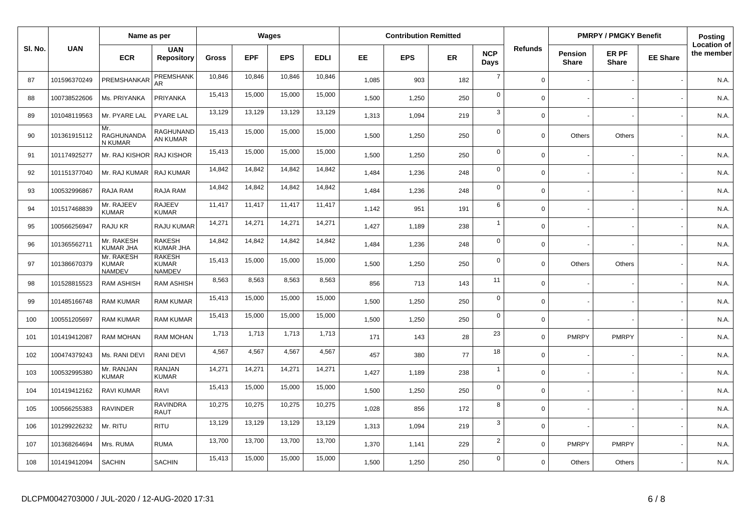| Sl. No. | UAN | Name as per | | Wages | | | | Contribution Remitted | | | | Refunds | PMRPY / PMGKY Benefit | | | Posting Location of the member |
|---|---|---|---|---|---|---|---|---|---|---|---|---|---|---|---|---|
| | | ECR | UAN Repository | Gross | EPF | EPS | EDLI | EE | EPS | ER | NCP Days | | Pension Share | ER PF Share | EE Share | |
| 87 | 101596370249 | PREMSHANKAR | PREMSHANKAR | 10,846 | 10,846 | 10,846 | 10,846 | 1,085 | 903 | 182 | 7 | 0 | - | - | - | N.A. |
| 88 | 100738522606 | Ms. PRIYANKA | PRIYANKA | 15,413 | 15,000 | 15,000 | 15,000 | 1,500 | 1,250 | 250 | 0 | 0 | - | - | - | N.A. |
| 89 | 101048119563 | Mr. PYARE LAL | PYARE LAL | 13,129 | 13,129 | 13,129 | 13,129 | 1,313 | 1,094 | 219 | 3 | 0 | - | - | - | N.A. |
| 90 | 101361915112 | Mr. RAGHUNANDAN KUMAR | RAGHUNANDAN KUMAR | 15,413 | 15,000 | 15,000 | 15,000 | 1,500 | 1,250 | 250 | 0 | 0 | Others | Others | - | N.A. |
| 91 | 101174925277 | Mr. RAJ KISHOR | RAJ KISHOR | 15,413 | 15,000 | 15,000 | 15,000 | 1,500 | 1,250 | 250 | 0 | 0 | - | - | - | N.A. |
| 92 | 101151377040 | Mr. RAJ KUMAR | RAJ KUMAR | 14,842 | 14,842 | 14,842 | 14,842 | 1,484 | 1,236 | 248 | 0 | 0 | - | - | - | N.A. |
| 93 | 100532996867 | RAJA RAM | RAJA RAM | 14,842 | 14,842 | 14,842 | 14,842 | 1,484 | 1,236 | 248 | 0 | 0 | - | - | - | N.A. |
| 94 | 101517468839 | Mr. RAJEEV KUMAR | RAJEEV KUMAR | 11,417 | 11,417 | 11,417 | 11,417 | 1,142 | 951 | 191 | 6 | 0 | - | - | - | N.A. |
| 95 | 100566256947 | RAJU KR | RAJU KUMAR | 14,271 | 14,271 | 14,271 | 14,271 | 1,427 | 1,189 | 238 | 1 | 0 | - | - | - | N.A. |
| 96 | 101365562711 | Mr. RAKESH KUMAR JHA | RAKESH KUMAR JHA | 14,842 | 14,842 | 14,842 | 14,842 | 1,484 | 1,236 | 248 | 0 | 0 | - | - | - | N.A. |
| 97 | 101386670379 | Mr. RAKESH KUMAR NAMDEV | RAKESH KUMAR NAMDEV | 15,413 | 15,000 | 15,000 | 15,000 | 1,500 | 1,250 | 250 | 0 | 0 | Others | Others | - | N.A. |
| 98 | 101528815523 | RAM ASHISH | RAM ASHISH | 8,563 | 8,563 | 8,563 | 8,563 | 856 | 713 | 143 | 11 | 0 | - | - | - | N.A. |
| 99 | 101485166748 | RAM KUMAR | RAM KUMAR | 15,413 | 15,000 | 15,000 | 15,000 | 1,500 | 1,250 | 250 | 0 | 0 | - | - | - | N.A. |
| 100 | 100551205697 | RAM KUMAR | RAM KUMAR | 15,413 | 15,000 | 15,000 | 15,000 | 1,500 | 1,250 | 250 | 0 | 0 | - | - | - | N.A. |
| 101 | 101419412087 | RAM MOHAN | RAM MOHAN | 1,713 | 1,713 | 1,713 | 1,713 | 171 | 143 | 28 | 23 | 0 | PMRPY | PMRPY | - | N.A. |
| 102 | 100474379243 | Ms. RANI DEVI | RANI DEVI | 4,567 | 4,567 | 4,567 | 4,567 | 457 | 380 | 77 | 18 | 0 | - | - | - | N.A. |
| 103 | 100532995380 | Mr. RANJAN KUMAR | RANJAN KUMAR | 14,271 | 14,271 | 14,271 | 14,271 | 1,427 | 1,189 | 238 | 1 | 0 | - | - | - | N.A. |
| 104 | 101419412162 | RAVI KUMAR | RAVI | 15,413 | 15,000 | 15,000 | 15,000 | 1,500 | 1,250 | 250 | 0 | 0 | - | - | - | N.A. |
| 105 | 100566255383 | RAVINDER | RAVINDRA RAUT | 10,275 | 10,275 | 10,275 | 10,275 | 1,028 | 856 | 172 | 8 | 0 | - | - | - | N.A. |
| 106 | 101299226232 | Mr. RITU | RITU | 13,129 | 13,129 | 13,129 | 13,129 | 1,313 | 1,094 | 219 | 3 | 0 | - | - | - | N.A. |
| 107 | 101368264694 | Mrs. RUMA | RUMA | 13,700 | 13,700 | 13,700 | 13,700 | 1,370 | 1,141 | 229 | 2 | 0 | PMRPY | PMRPY | - | N.A. |
| 108 | 101419412094 | SACHIN | SACHIN | 15,413 | 15,000 | 15,000 | 15,000 | 1,500 | 1,250 | 250 | 0 | 0 | Others | Others | - | N.A. |

DLCPM0042703000 / JUL-2020 / 12-AUG-2020 17:31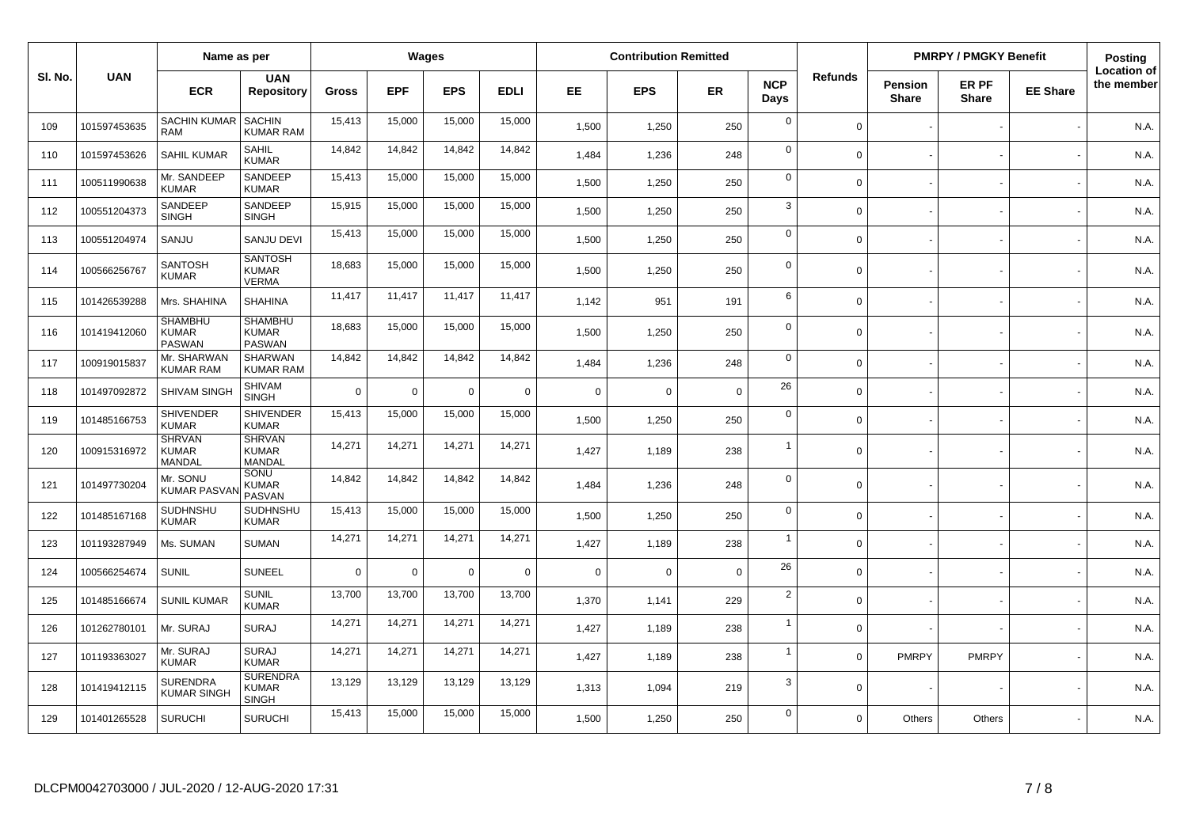| Sl. No. | UAN | Name as per | | Wages | | | | Contribution Remitted | | | | Refunds | PMRPY / PMGKY Benefit | | | Posting Location of the member |
|---|---|---|---|---|---|---|---|---|---|---|---|---|---|---|---|---|
| | | ECR | UAN Repository | Gross | EPF | EPS | EDLI | EE | EPS | ER | NCP Days | | Pension Share | ER PF Share | EE Share | |
| 109 | 101597453635 | SACHIN KUMAR RAM | SACHIN KUMAR RAM | 15,413 | 15,000 | 15,000 | 15,000 | 1,500 | 1,250 | 250 | 0 | 0 | - | - | - | N.A. |
| 110 | 101597453626 | SAHIL KUMAR | SAHIL KUMAR | 14,842 | 14,842 | 14,842 | 14,842 | 1,484 | 1,236 | 248 | 0 | 0 | - | - | - | N.A. |
| 111 | 100511990638 | Mr. SANDEEP KUMAR | SANDEEP KUMAR | 15,413 | 15,000 | 15,000 | 15,000 | 1,500 | 1,250 | 250 | 0 | 0 | - | - | - | N.A. |
| 112 | 100551204373 | SANDEEP SINGH | SANDEEP SINGH | 15,915 | 15,000 | 15,000 | 15,000 | 1,500 | 1,250 | 250 | 3 | 0 | - | - | - | N.A. |
| 113 | 100551204974 | SANJU | SANJU DEVI | 15,413 | 15,000 | 15,000 | 15,000 | 1,500 | 1,250 | 250 | 0 | 0 | - | - | - | N.A. |
| 114 | 100566256767 | SANTOSH KUMAR | SANTOSH KUMAR VERMA | 18,683 | 15,000 | 15,000 | 15,000 | 1,500 | 1,250 | 250 | 0 | 0 | - | - | - | N.A. |
| 115 | 101426539288 | Mrs. SHAHINA | SHAHINA | 11,417 | 11,417 | 11,417 | 11,417 | 1,142 | 951 | 191 | 6 | 0 | - | - | - | N.A. |
| 116 | 101419412060 | SHAMBHU KUMAR PASWAN | SHAMBHU KUMAR PASWAN | 18,683 | 15,000 | 15,000 | 15,000 | 1,500 | 1,250 | 250 | 0 | 0 | - | - | - | N.A. |
| 117 | 100919015837 | Mr. SHARWAN KUMAR RAM | SHARWAN KUMAR RAM | 14,842 | 14,842 | 14,842 | 14,842 | 1,484 | 1,236 | 248 | 0 | 0 | - | - | - | N.A. |
| 118 | 101497092872 | SHIVAM SINGH | SHIVAM SINGH | 0 | 0 | 0 | 0 | 0 | 0 | 0 | 26 | 0 | - | - | - | N.A. |
| 119 | 101485166753 | SHIVENDER KUMAR | SHIVENDER KUMAR | 15,413 | 15,000 | 15,000 | 15,000 | 1,500 | 1,250 | 250 | 0 | 0 | - | - | - | N.A. |
| 120 | 100915316972 | SHRVAN KUMAR MANDAL | SHRVAN KUMAR MANDAL | 14,271 | 14,271 | 14,271 | 14,271 | 1,427 | 1,189 | 238 | 1 | 0 | - | - | - | N.A. |
| 121 | 101497730204 | Mr. SONU KUMAR PASVAN | SONU KUMAR PASVAN | 14,842 | 14,842 | 14,842 | 14,842 | 1,484 | 1,236 | 248 | 0 | 0 | - | - | - | N.A. |
| 122 | 101485167168 | SUDHNSHU KUMAR | SUDHNSHU KUMAR | 15,413 | 15,000 | 15,000 | 15,000 | 1,500 | 1,250 | 250 | 0 | 0 | - | - | - | N.A. |
| 123 | 101193287949 | Ms. SUMAN | SUMAN | 14,271 | 14,271 | 14,271 | 14,271 | 1,427 | 1,189 | 238 | 1 | 0 | - | - | - | N.A. |
| 124 | 100566254674 | SUNIL | SUNEEL | 0 | 0 | 0 | 0 | 0 | 0 | 0 | 26 | 0 | - | - | - | N.A. |
| 125 | 101485166674 | SUNIL KUMAR | SUNIL KUMAR | 13,700 | 13,700 | 13,700 | 13,700 | 1,370 | 1,141 | 229 | 2 | 0 | - | - | - | N.A. |
| 126 | 101262780101 | Mr. SURAJ | SURAJ | 14,271 | 14,271 | 14,271 | 14,271 | 1,427 | 1,189 | 238 | 1 | 0 | - | - | - | N.A. |
| 127 | 101193363027 | Mr. SURAJ KUMAR | SURAJ KUMAR | 14,271 | 14,271 | 14,271 | 14,271 | 1,427 | 1,189 | 238 | 1 | 0 | PMRPY | PMRPY | - | N.A. |
| 128 | 101419412115 | SURENDRA KUMAR SINGH | SURENDRA KUMAR SINGH | 13,129 | 13,129 | 13,129 | 13,129 | 1,313 | 1,094 | 219 | 3 | 0 | - | - | - | N.A. |
| 129 | 101401265528 | SURUCHI | SURUCHI | 15,413 | 15,000 | 15,000 | 15,000 | 1,500 | 1,250 | 250 | 0 | 0 | Others | Others | - | N.A. |

DLCPM0042703000 / JUL-2020 / 12-AUG-2020 17:31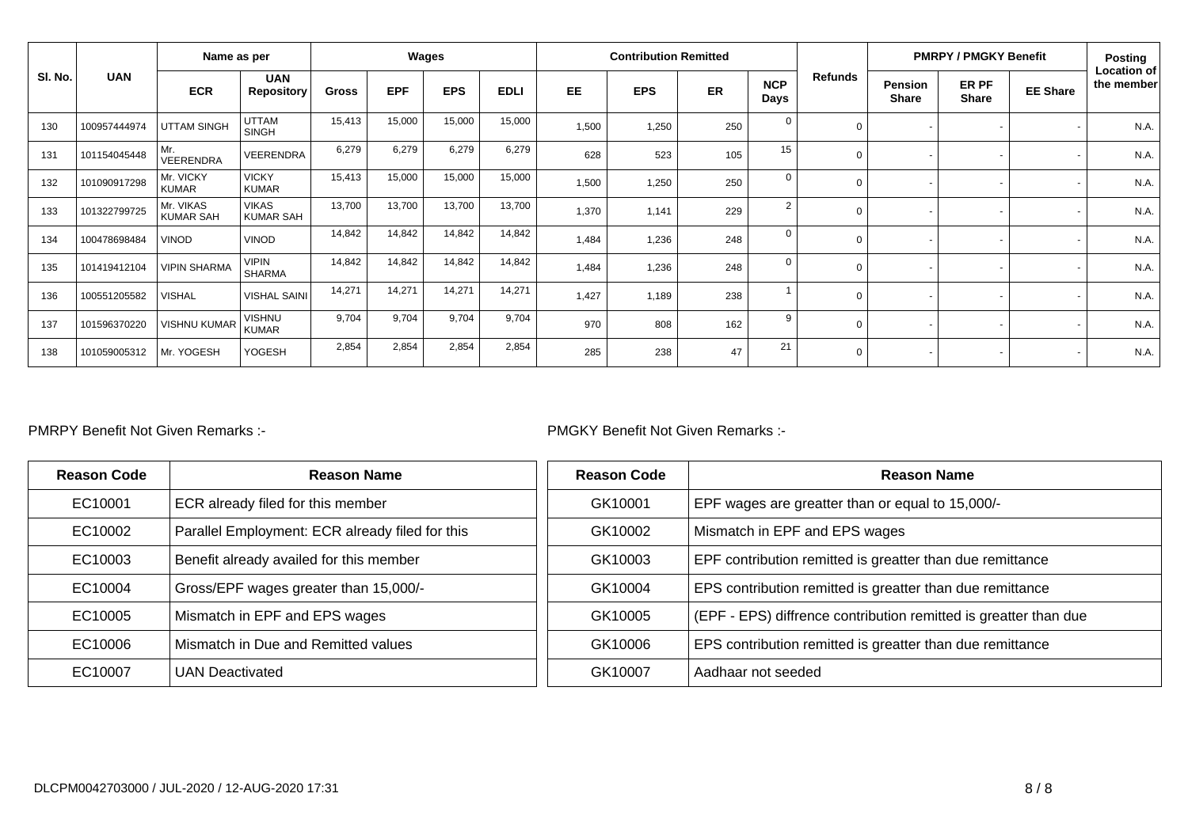| Sl. No. | UAN | Name as per | | Wages | | | | Contribution Remitted | | | | Refunds | PMRPY / PMGKY Benefit | | | Posting Location of the member |
|---|---|---|---|---|---|---|---|---|---|---|---|---|---|---|---|---|
| | | ECR | UAN Repository | Gross | EPF | EPS | EDLI | EE | EPS | ER | NCP Days | | Pension Share | ER PF Share | EE Share | |
| 130 | 100957444974 | UTTAM SINGH | UTTAM SINGH | 15,413 | 15,000 | 15,000 | 15,000 | 1,500 | 1,250 | 250 | 0 | 0 | - | - | - | N.A. |
| 131 | 101154045448 | Mr. VEERENDRA | VEERENDRA | 6,279 | 6,279 | 6,279 | 6,279 | 628 | 523 | 105 | 15 | 0 | - | - | - | N.A. |
| 132 | 101090917298 | Mr. VICKY KUMAR | VICKY KUMAR | 15,413 | 15,000 | 15,000 | 15,000 | 1,500 | 1,250 | 250 | 0 | 0 | - | - | - | N.A. |
| 133 | 101322799725 | Mr. VIKAS KUMAR SAH | VIKAS KUMAR SAH | 13,700 | 13,700 | 13,700 | 13,700 | 1,370 | 1,141 | 229 | 2 | 0 | - | - | - | N.A. |
| 134 | 100478698484 | VINOD | VINOD | 14,842 | 14,842 | 14,842 | 14,842 | 1,484 | 1,236 | 248 | 0 | 0 | - | - | - | N.A. |
| 135 | 101419412104 | VIPIN SHARMA | VIPIN SHARMA | 14,842 | 14,842 | 14,842 | 14,842 | 1,484 | 1,236 | 248 | 0 | 0 | - | - | - | N.A. |
| 136 | 100551205582 | VISHAL | VISHAL SAINI | 14,271 | 14,271 | 14,271 | 14,271 | 1,427 | 1,189 | 238 | 1 | 0 | - | - | - | N.A. |
| 137 | 101596370220 | VISHNU KUMAR | VISHNU KUMAR | 9,704 | 9,704 | 9,704 | 9,704 | 970 | 808 | 162 | 9 | 0 | - | - | - | N.A. |
| 138 | 101059005312 | Mr. YOGESH | YOGESH | 2,854 | 2,854 | 2,854 | 2,854 | 285 | 238 | 47 | 21 | 0 | - | - | - | N.A. |

PMRPY Benefit Not Given Remarks :-

| Reason Code | Reason Name |
|---|---|
| EC10001 | ECR already filed for this member |
| EC10002 | Parallel Employment: ECR already filed for this |
| EC10003 | Benefit already availed for this member |
| EC10004 | Gross/EPF wages greater than 15,000/- |
| EC10005 | Mismatch in EPF and EPS wages |
| EC10006 | Mismatch in Due and Remitted values |
| EC10007 | UAN Deactivated |

PMGKY Benefit Not Given Remarks :-

| Reason Code | Reason Name |
|---|---|
| GK10001 | EPF wages are greatter than or equal to 15,000/- |
| GK10002 | Mismatch in EPF and EPS wages |
| GK10003 | EPF contribution remitted is greatter than due remittance |
| GK10004 | EPS contribution remitted is greatter than due remittance |
| GK10005 | (EPF - EPS) diffrence contribution remitted is greatter than due |
| GK10006 | EPS contribution remitted is greatter than due remittance |
| GK10007 | Aadhaar not seeded |

DLCPM0042703000 / JUL-2020 / 12-AUG-2020 17:31